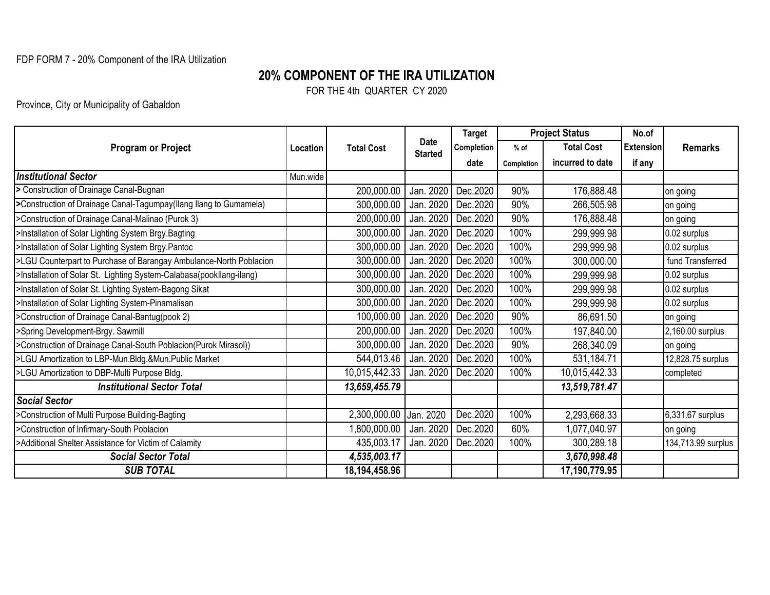FDP FORM 7 - 20% Component of the IRA Utilization

# 20% COMPONENT OF THE IRA UTILIZATION

FOR THE 4th QUARTER CY 2020

Province, City or Municipality of Gabaldon

| Program or Project | Location | Total Cost | Date Started | Target Completion date | Project Status | | No.of Extension if any | Remarks |
|---|---|---|---|---|---|---|---|---|
| | | | | | % of Completion | Total Cost incurred to date | | |
| ***Institutional Sector*** | Mun.wide | | | | | | | |
| > Construction of Drainage Canal-Bugnan | | 200,000.00 | Jan. 2020 | Dec.2020 | 90% | 176,888.48 | | on going |
| >Construction of Drainage Canal-Tagumpay(Ilang Ilang to Gumamela) | | 300,000.00 | Jan. 2020 | Dec.2020 | 90% | 266,505.98 | | on going |
| >Construction of Drainage Canal-Malinao (Purok 3) | | 200,000.00 | Jan. 2020 | Dec.2020 | 90% | 176,888.48 | | on going |
| >Installation of Solar Lighting System Brgy.Bagting | | 300,000.00 | Jan. 2020 | Dec.2020 | 100% | 299,999.98 | | 0.02 surplus |
| >Installation of Solar Lighting System Brgy.Pantoc | | 300,000.00 | Jan. 2020 | Dec.2020 | 100% | 299,999.98 | | 0.02 surplus |
| >LGU Counterpart to Purchase of Barangay Ambulance-North Poblacion | | 300,000.00 | Jan. 2020 | Dec.2020 | 100% | 300,000.00 | | fund Transferred |
| >Installation of Solar St. Lighting System-Calabasa(pookIlang-ilang) | | 300,000.00 | Jan. 2020 | Dec.2020 | 100% | 299,999.98 | | 0.02 surplus |
| >Installation of Solar St. Lighting System-Bagong Sikat | | 300,000.00 | Jan. 2020 | Dec.2020 | 100% | 299,999.98 | | 0.02 surplus |
| >Installation of Solar Lighting System-Pinamalisan | | 300,000.00 | Jan. 2020 | Dec.2020 | 100% | 299,999.98 | | 0.02 surplus |
| >Construction of Drainage Canal-Bantug(pook 2) | | 100,000.00 | Jan. 2020 | Dec.2020 | 90% | 86,691.50 | | on going |
| >Spring Development-Brgy. Sawmill | | 200,000.00 | Jan. 2020 | Dec.2020 | 100% | 197,840.00 | | 2,160.00 surplus |
| >Construction of Drainage Canal-South Poblacion(Purok Mirasol)) | | 300,000.00 | Jan. 2020 | Dec.2020 | 90% | 268,340.09 | | on going |
| >LGU Amortization to LBP-Mun.Bldg.&Mun.Public Market | | 544,013.46 | Jan. 2020 | Dec.2020 | 100% | 531,184.71 | | 12,828.75 surplus |
| >LGU Amortization to DBP-Multi Purpose Bldg. | | 10,015,442.33 | Jan. 2020 | Dec.2020 | 100% | 10,015,442.33 | | completed |
| ***Institutional Sector Total*** | | ***13,659,455.79*** | | | | ***13,519,781.47*** | | |
| ***Social Sector*** | | | | | | | | |
| >Construction of Multi Purpose Building-Bagting | | 2,300,000.00 | Jan. 2020 | Dec.2020 | 100% | 2,293,668.33 | | 6,331.67 surplus |
| >Construction of Infirmary-South Poblacion | | 1,800,000.00 | Jan. 2020 | Dec.2020 | 60% | 1,077,040.97 | | on going |
| >Additional Shelter Assistance for Victim of Calamity | | 435,003.17 | Jan. 2020 | Dec.2020 | 100% | 300,289.18 | | 134,713.99 surplus |
| ***Social Sector Total*** | | ***4,535,003.17*** | | | | ***3,670,998.48*** | | |
| ***SUB TOTAL*** | | **18,194,458.96** | | | | **17,190,779.95** | | |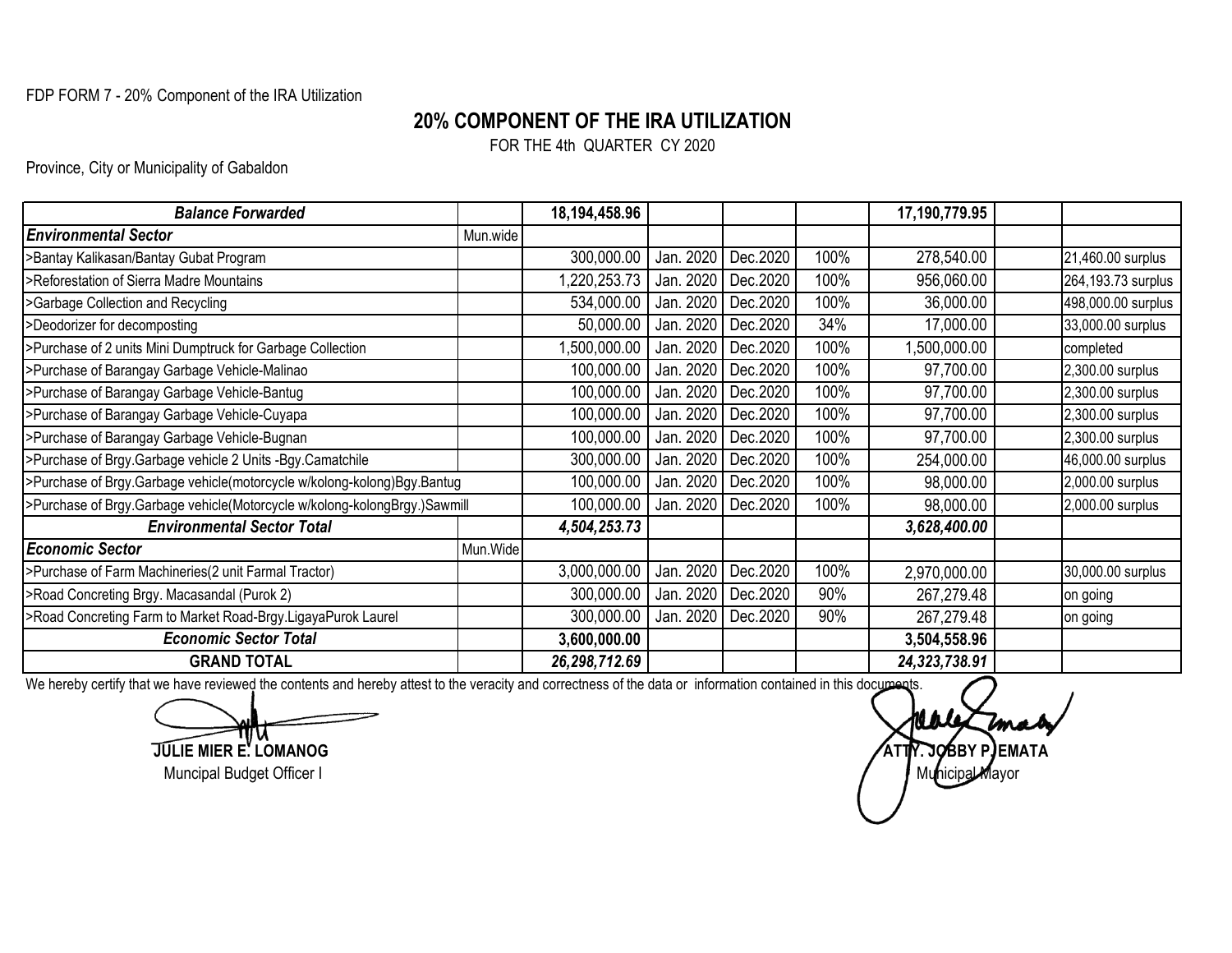FDP FORM 7 - 20% Component of the IRA Utilization

## 20% COMPONENT OF THE IRA UTILIZATION

FOR THE 4th QUARTER CY 2020

Province, City or Municipality of Gabaldon

| | | | | | | | | |
|---|---|---|---|---|---|---|---|---|
| ***Balance Forwarded*** | | **18,194,458.96** | | | | **17,190,779.95** | | |
| ***Environmental Sector*** | Mun.wide | | | | | | | |
| >Bantay Kalikasan/Bantay Gubat Program | | 300,000.00 | Jan. 2020 | Dec.2020 | 100% | 278,540.00 | | 21,460.00 surplus |
| >Reforestation of Sierra Madre Mountains | | 1,220,253.73 | Jan. 2020 | Dec.2020 | 100% | 956,060.00 | | 264,193.73 surplus |
| >Garbage Collection and Recycling | | 534,000.00 | Jan. 2020 | Dec.2020 | 100% | 36,000.00 | | 498,000.00 surplus |
| >Deodorizer for decomposting | | 50,000.00 | Jan. 2020 | Dec.2020 | 34% | 17,000.00 | | 33,000.00 surplus |
| >Purchase of 2 units Mini Dumptruck for Garbage Collection | | 1,500,000.00 | Jan. 2020 | Dec.2020 | 100% | 1,500,000.00 | | completed |
| >Purchase of Barangay Garbage Vehicle-Malinao | | 100,000.00 | Jan. 2020 | Dec.2020 | 100% | 97,700.00 | | 2,300.00 surplus |
| >Purchase of Barangay Garbage Vehicle-Bantug | | 100,000.00 | Jan. 2020 | Dec.2020 | 100% | 97,700.00 | | 2,300.00 surplus |
| >Purchase of Barangay Garbage Vehicle-Cuyapa | | 100,000.00 | Jan. 2020 | Dec.2020 | 100% | 97,700.00 | | 2,300.00 surplus |
| >Purchase of Barangay Garbage Vehicle-Bugnan | | 100,000.00 | Jan. 2020 | Dec.2020 | 100% | 97,700.00 | | 2,300.00 surplus |
| >Purchase of Brgy.Garbage vehicle 2 Units -Bgy.Camatchile | | 300,000.00 | Jan. 2020 | Dec.2020 | 100% | 254,000.00 | | 46,000.00 surplus |
| >Purchase of Brgy.Garbage vehicle(motorcycle w/kolong-kolong)Bgy.Bantug | | 100,000.00 | Jan. 2020 | Dec.2020 | 100% | 98,000.00 | | 2,000.00 surplus |
| >Purchase of Brgy.Garbage vehicle(Motorcycle w/kolong-kolongBrgy.)Sawmill | | 100,000.00 | Jan. 2020 | Dec.2020 | 100% | 98,000.00 | | 2,000.00 surplus |
| ***Environmental Sector Total*** | | ***4,504,253.73*** | | | | ***3,628,400.00*** | | |
| ***Economic Sector*** | Mun.Wide | | | | | | | |
| >Purchase of Farm Machineries(2 unit Farmal Tractor) | | 3,000,000.00 | Jan. 2020 | Dec.2020 | 100% | 2,970,000.00 | | 30,000.00 surplus |
| >Road Concreting Brgy. Macasandal (Purok 2) | | 300,000.00 | Jan. 2020 | Dec.2020 | 90% | 267,279.48 | | on going |
| >Road Concreting Farm to Market Road-Brgy.LigayaPurok Laurel | | 300,000.00 | Jan. 2020 | Dec.2020 | 90% | 267,279.48 | | on going |
| ***Economic Sector Total*** | | **3,600,000.00** | | | | **3,504,558.96** | | |
| **GRAND TOTAL** | | ***26,298,712.69*** | | | | ***24,323,738.91*** | | |

We hereby certify that we have reviewed the contents and hereby attest to the veracity and correctness of the data or information contained in this documents.

**JULIE MIER E. LOMANOG**
Muncipal Budget Officer I

**ATTY. JOBBY P. EMATA**
Municipal Mayor